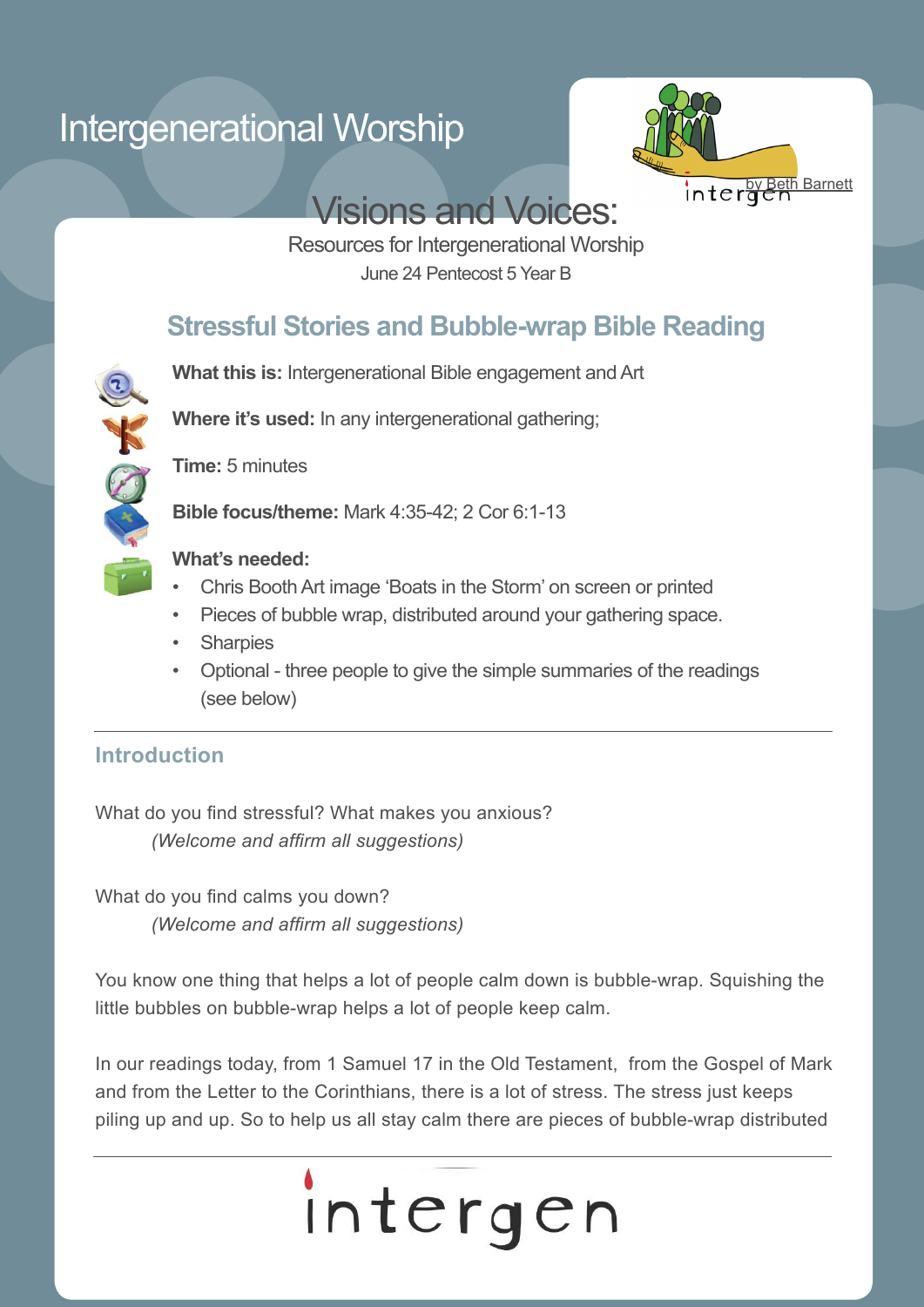Intergenerational Worship

by Beth Barnett

# Visions and Voices:

Resources for Intergenerational Worship

June 24 Pentecost 5 Year B

## Stressful Stories and Bubble-wrap Bible Reading

**What this is:** Intergenerational Bible engagement and Art

**Where it's used:** In any intergenerational gathering;

**Time:** 5 minutes

**Bible focus/theme:** Mark 4:35-42; 2 Cor 6:1-13

**What's needed:**

- Chris Booth Art image 'Boats in the Storm' on screen or printed
- Pieces of bubble wrap, distributed around your gathering space.
- Sharpies
- Optional - three people to give the simple summaries of the readings (see below)

---

### Introduction

What do you find stressful? What makes you anxious?

*(Welcome and affirm all suggestions)*

What do you find calms you down?

*(Welcome and affirm all suggestions)*

You know one thing that helps a lot of people calm down is bubble-wrap. Squishing the little bubbles on bubble-wrap helps a lot of people keep calm.

In our readings today, from 1 Samuel 17 in the Old Testament, from the Gospel of Mark and from the Letter to the Corinthians, there is a lot of stress. The stress just keeps piling up and up. So to help us all stay calm there are pieces of bubble-wrap distributed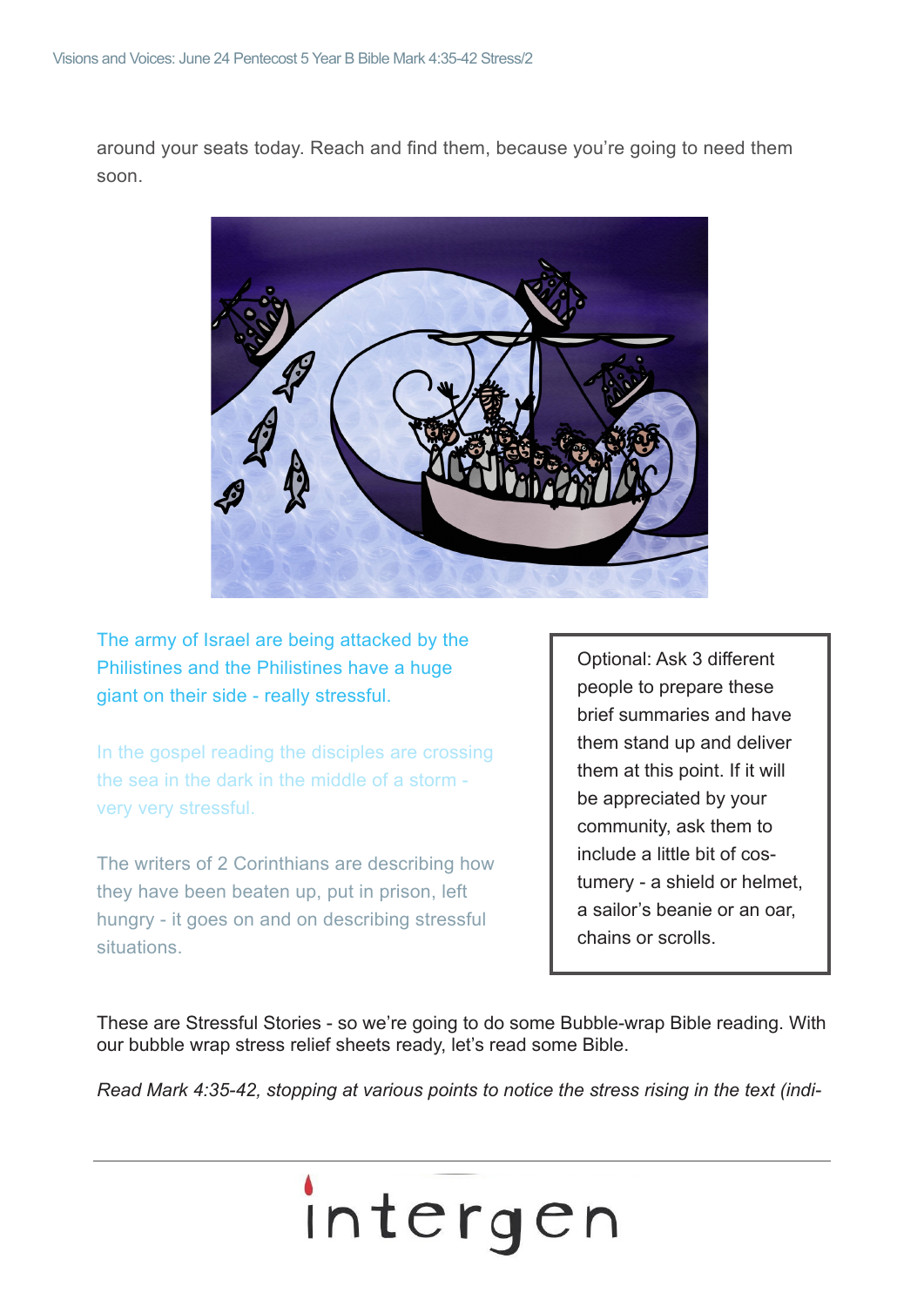around your seats today. Reach and find them, because you're going to need them soon.

The army of Israel are being attacked by the Philistines and the Philistines have a huge giant on their side - really stressful.

In the gospel reading the disciples are crossing the sea in the dark in the middle of a storm - very very stressful.

The writers of 2 Corinthians are describing how they have been beaten up, put in prison, left hungry - it goes on and on describing stressful situations.

> Optional: Ask 3 different people to prepare these brief summaries and have them stand up and deliver them at this point. If it will be appreciated by your community, ask them to include a little bit of costumery - a shield or helmet, a sailor's beanie or an oar, chains or scrolls.

These are Stressful Stories - so we're going to do some Bubble-wrap Bible reading. With our bubble wrap stress relief sheets ready, let's read some Bible.

*Read Mark 4:35-42, stopping at various points to notice the stress rising in the text (indi-*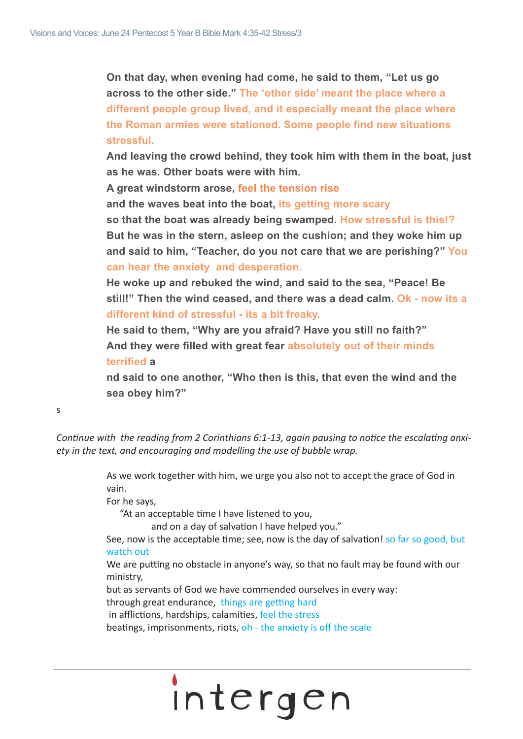**On that day, when evening had come, he said to them, "Let us go across to the other side." The 'other side' meant the place where a different people group lived, and it especially meant the place where the Roman armies were stationed. Some people find new situations stressful.**

**And leaving the crowd behind, they took him with them in the boat, just as he was. Other boats were with him.**

**A great windstorm arose, feel the tension rise**

**and the waves beat into the boat, its getting more scary**

**so that the boat was already being swamped. How stressful is this!?**

**But he was in the stern, asleep on the cushion; and they woke him up and said to him, "Teacher, do you not care that we are perishing?" You can hear the anxiety and desperation.**

**He woke up and rebuked the wind, and said to the sea, "Peace! Be still!" Then the wind ceased, and there was a dead calm. Ok - now its a different kind of stressful - its a bit freaky.**

**He said to them, "Why are you afraid? Have you still no faith?"**

**And they were filled with great fear absolutely out of their minds terrified a**

**nd said to one another, "Who then is this, that even the wind and the sea obey him?"**

**s**

*Continue with the reading from 2 Corinthians 6:1-13, again pausing to notice the escalating anxiety in the text, and encouraging and modelling the use of bubble wrap.*

As we work together with him, we urge you also not to accept the grace of God in vain.

For he says,

"At an acceptable time I have listened to you,

and on a day of salvation I have helped you."

See, now is the acceptable time; see, now is the day of salvation! so far so good, but watch out

We are putting no obstacle in anyone's way, so that no fault may be found with our ministry,

but as servants of God we have commended ourselves in every way:

through great endurance, things are getting hard

in afflictions, hardships, calamities, feel the stress

beatings, imprisonments, riots, oh - the anxiety is off the scale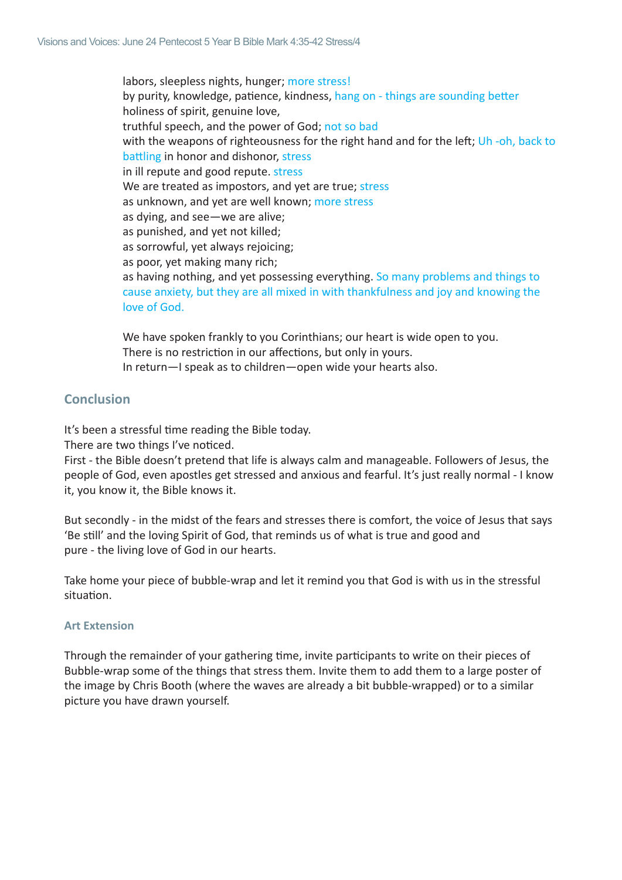labors, sleepless nights, hunger; more stress!
by purity, knowledge, patience, kindness, hang on - things are sounding better
holiness of spirit, genuine love,
truthful speech, and the power of God; not so bad
with the weapons of righteousness for the right hand and for the left; Uh -oh, back to battling in honor and dishonor, stress
in ill repute and good repute. stress
We are treated as impostors, and yet are true; stress
as unknown, and yet are well known; more stress
as dying, and see—we are alive;
as punished, and yet not killed;
as sorrowful, yet always rejoicing;
as poor, yet making many rich;
as having nothing, and yet possessing everything. So many problems and things to cause anxiety, but they are all mixed in with thankfulness and joy and knowing the love of God.

We have spoken frankly to you Corinthians; our heart is wide open to you.
There is no restriction in our affections, but only in yours.
In return—I speak as to children—open wide your hearts also.

## Conclusion

It's been a stressful time reading the Bible today.
There are two things I've noticed.
First - the Bible doesn't pretend that life is always calm and manageable. Followers of Jesus, the people of God, even apostles get stressed and anxious and fearful. It's just really normal - I know it, you know it, the Bible knows it.

But secondly - in the midst of the fears and stresses there is comfort, the voice of Jesus that says 'Be still' and the loving Spirit of God, that reminds us of what is true and good and pure - the living love of God in our hearts.

Take home your piece of bubble-wrap and let it remind you that God is with us in the stressful situation.

### Art Extension

Through the remainder of your gathering time, invite participants to write on their pieces of Bubble-wrap some of the things that stress them. Invite them to add them to a large poster of the image by Chris Booth (where the waves are already a bit bubble-wrapped) or to a similar picture you have drawn yourself.